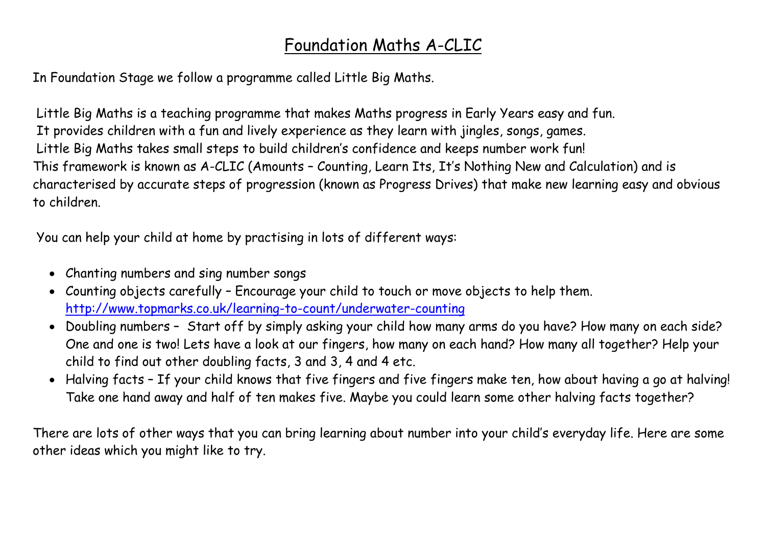# Foundation Maths A-CLIC

In Foundation Stage we follow a programme called Little Big Maths.

Little Big Maths is a teaching programme that makes Maths progress in Early Years easy and fun.
It provides children with a fun and lively experience as they learn with jingles, songs, games.
Little Big Maths takes small steps to build children's confidence and keeps number work fun!
This framework is known as A-CLIC (Amounts – Counting, Learn Its, It's Nothing New and Calculation) and is characterised by accurate steps of progression (known as Progress Drives) that make new learning easy and obvious to children.

You can help your child at home by practising in lots of different ways:

- Chanting numbers and sing number songs
- Counting objects carefully – Encourage your child to touch or move objects to help them. http://www.topmarks.co.uk/learning-to-count/underwater-counting
- Doubling numbers – Start off by simply asking your child how many arms do you have? How many on each side? One and one is two! Lets have a look at our fingers, how many on each hand? How many all together? Help your child to find out other doubling facts, 3 and 3, 4 and 4 etc.
- Halving facts – If your child knows that five fingers and five fingers make ten, how about having a go at halving! Take one hand away and half of ten makes five. Maybe you could learn some other halving facts together?

There are lots of other ways that you can bring learning about number into your child's everyday life. Here are some other ideas which you might like to try.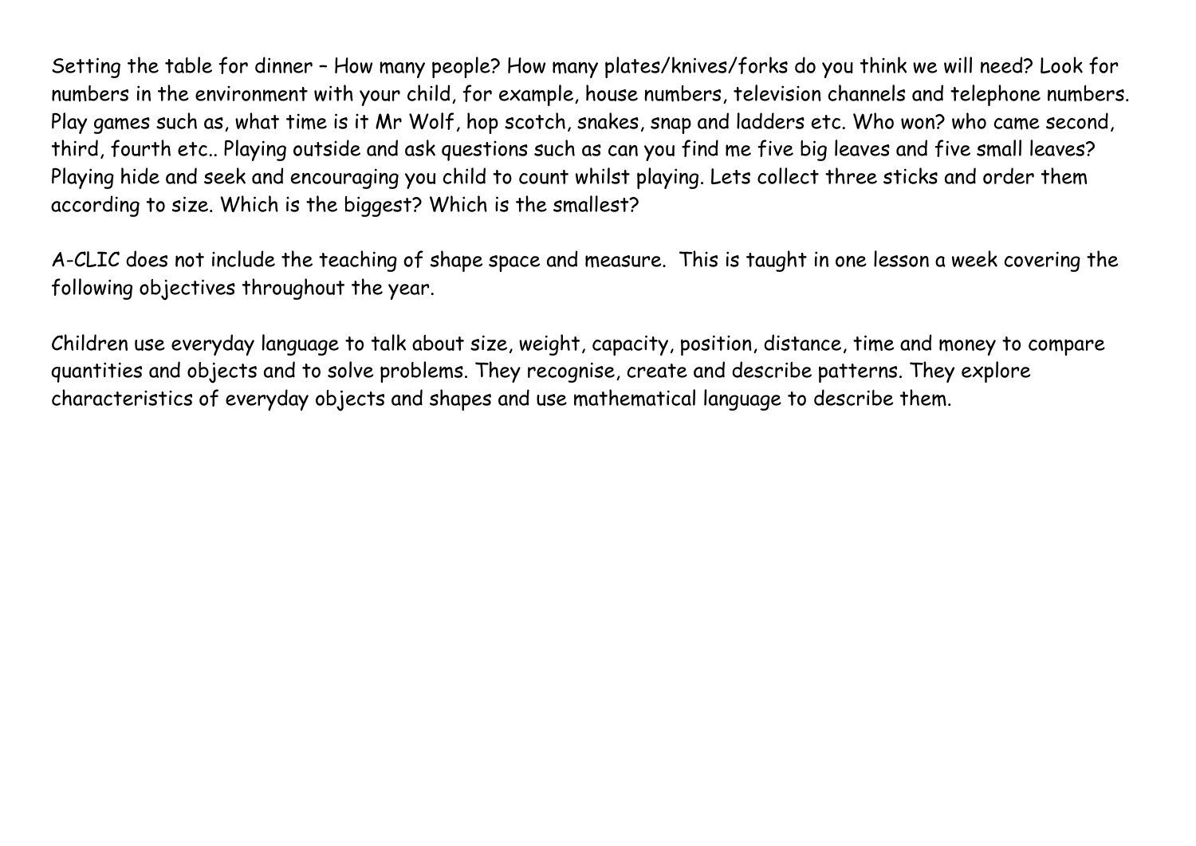Setting the table for dinner – How many people? How many plates/knives/forks do you think we will need? Look for numbers in the environment with your child, for example, house numbers, television channels and telephone numbers. Play games such as, what time is it Mr Wolf, hop scotch, snakes, snap and ladders etc. Who won? who came second, third, fourth etc.. Playing outside and ask questions such as can you find me five big leaves and five small leaves? Playing hide and seek and encouraging you child to count whilst playing. Lets collect three sticks and order them according to size. Which is the biggest? Which is the smallest?

A-CLIC does not include the teaching of shape space and measure. This is taught in one lesson a week covering the following objectives throughout the year.

Children use everyday language to talk about size, weight, capacity, position, distance, time and money to compare quantities and objects and to solve problems. They recognise, create and describe patterns. They explore characteristics of everyday objects and shapes and use mathematical language to describe them.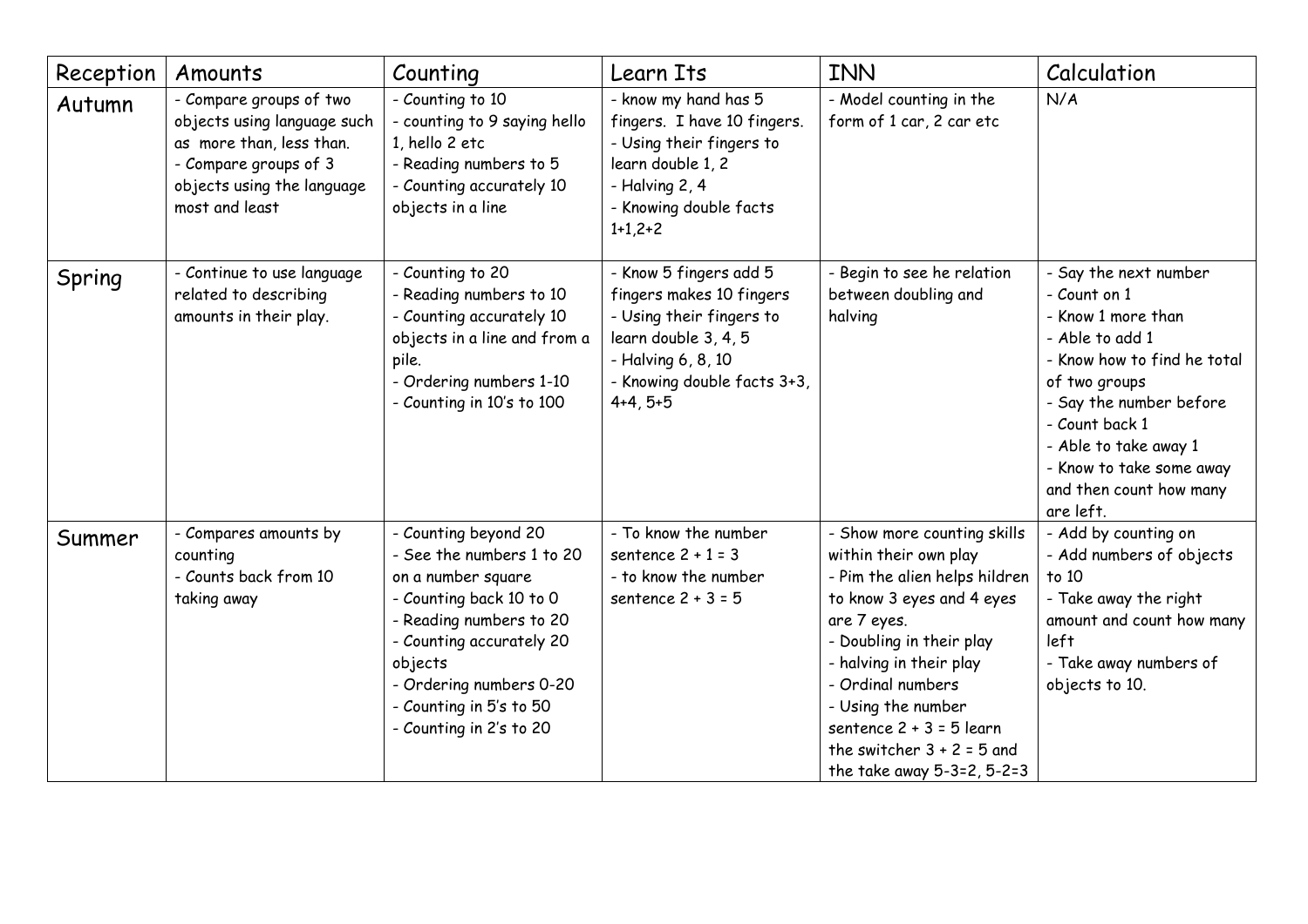| Reception | Amounts | Counting | Learn Its | INN | Calculation |
|---|---|---|---|---|---|
| Autumn | - Compare groups of two objects using language such as more than, less than.<br>- Compare groups of 3 objects using the language most and least | - Counting to 10<br>- counting to 9 saying hello 1, hello 2 etc<br>- Reading numbers to 5<br>- Counting accurately 10 objects in a line | - know my hand has 5 fingers. I have 10 fingers.<br>- Using their fingers to learn double 1, 2<br>- Halving 2, 4<br>- Knowing double facts 1+1,2+2 | - Model counting in the form of 1 car, 2 car etc | N/A |
| Spring | - Continue to use language related to describing amounts in their play. | - Counting to 20<br>- Reading numbers to 10<br>- Counting accurately 10 objects in a line and from a pile.<br>- Ordering numbers 1-10<br>- Counting in 10's to 100 | - Know 5 fingers add 5 fingers makes 10 fingers<br>- Using their fingers to learn double 3, 4, 5<br>- Halving 6, 8, 10<br>- Knowing double facts 3+3, 4+4, 5+5 | - Begin to see he relation between doubling and halving | - Say the next number<br>- Count on 1<br>- Know 1 more than<br>- Able to add 1<br>- Know how to find he total of two groups<br>- Say the number before<br>- Count back 1<br>- Able to take away 1<br>- Know to take some away and then count how many are left. |
| Summer | - Compares amounts by counting<br>- Counts back from 10 taking away | - Counting beyond 20<br>- See the numbers 1 to 20 on a number square<br>- Counting back 10 to 0<br>- Reading numbers to 20<br>- Counting accurately 20 objects<br>- Ordering numbers 0-20<br>- Counting in 5's to 50<br>- Counting in 2's to 20 | - To know the number sentence 2 + 1 = 3<br>- to know the number sentence 2 + 3 = 5 | - Show more counting skills within their own play<br>- Pim the alien helps hildren to know 3 eyes and 4 eyes are 7 eyes.<br>- Doubling in their play<br>- halving in their play<br>- Ordinal numbers<br>- Using the number sentence 2 + 3 = 5 learn the switcher 3 + 2 = 5 and the take away 5-3=2, 5-2=3 | - Add by counting on<br>- Add numbers of objects to 10<br>- Take away the right amount and count how many left<br>- Take away numbers of objects to 10. |